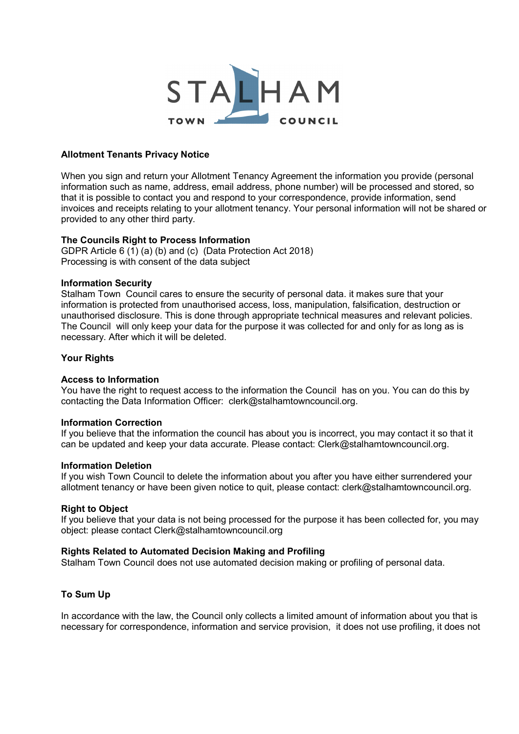STALHAM TOWN COUNCIL

**Allotment Tenants Privacy Notice**

When you sign and return your Allotment Tenancy Agreement the information you provide (personal information such as name, address, email address, phone number) will be processed and stored, so that it is possible to contact you and respond to your correspondence, provide information, send invoices and receipts relating to your allotment tenancy. Your personal information will not be shared or provided to any other third party.

**The Councils Right to Process Information**
GDPR Article 6 (1) (a) (b) and (c) (Data Protection Act 2018)
Processing is with consent of the data subject

**Information Security**
Stalham Town Council cares to ensure the security of personal data. it makes sure that your information is protected from unauthorised access, loss, manipulation, falsification, destruction or unauthorised disclosure. This is done through appropriate technical measures and relevant policies. The Council will only keep your data for the purpose it was collected for and only for as long as is necessary. After which it will be deleted.

**Your Rights**

**Access to Information**
You have the right to request access to the information the Council has on you. You can do this by contacting the Data Information Officer: clerk@stalhamtowncouncil.org.

**Information Correction**
If you believe that the information the council has about you is incorrect, you may contact it so that it can be updated and keep your data accurate. Please contact: Clerk@stalhamtowncouncil.org.

**Information Deletion**
If you wish Town Council to delete the information about you after you have either surrendered your allotment tenancy or have been given notice to quit, please contact: clerk@stalhamtowncouncil.org.

**Right to Object**
If you believe that your data is not being processed for the purpose it has been collected for, you may object: please contact Clerk@stalhamtowncouncil.org

**Rights Related to Automated Decision Making and Profiling**
Stalham Town Council does not use automated decision making or profiling of personal data.

**To Sum Up**

In accordance with the law, the Council only collects a limited amount of information about you that is necessary for correspondence, information and service provision, it does not use profiling, it does not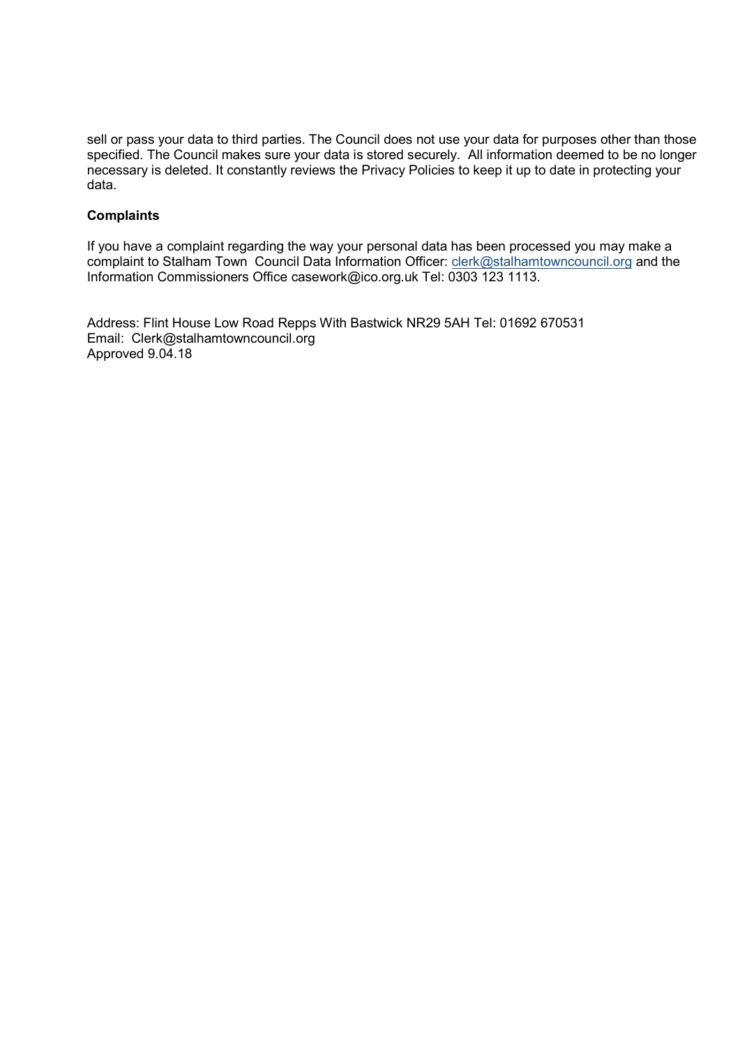sell or pass your data to third parties. The Council does not use your data for purposes other than those specified. The Council makes sure your data is stored securely.  All information deemed to be no longer necessary is deleted. It constantly reviews the Privacy Policies to keep it up to date in protecting your data.

**Complaints**

If you have a complaint regarding the way your personal data has been processed you may make a complaint to Stalham Town  Council Data Information Officer: clerk@stalhamtowncouncil.org and the Information Commissioners Office casework@ico.org.uk Tel: 0303 123 1113.

Address: Flint House Low Road Repps With Bastwick NR29 5AH Tel: 01692 670531
Email:  Clerk@stalhamtowncouncil.org
Approved 9.04.18